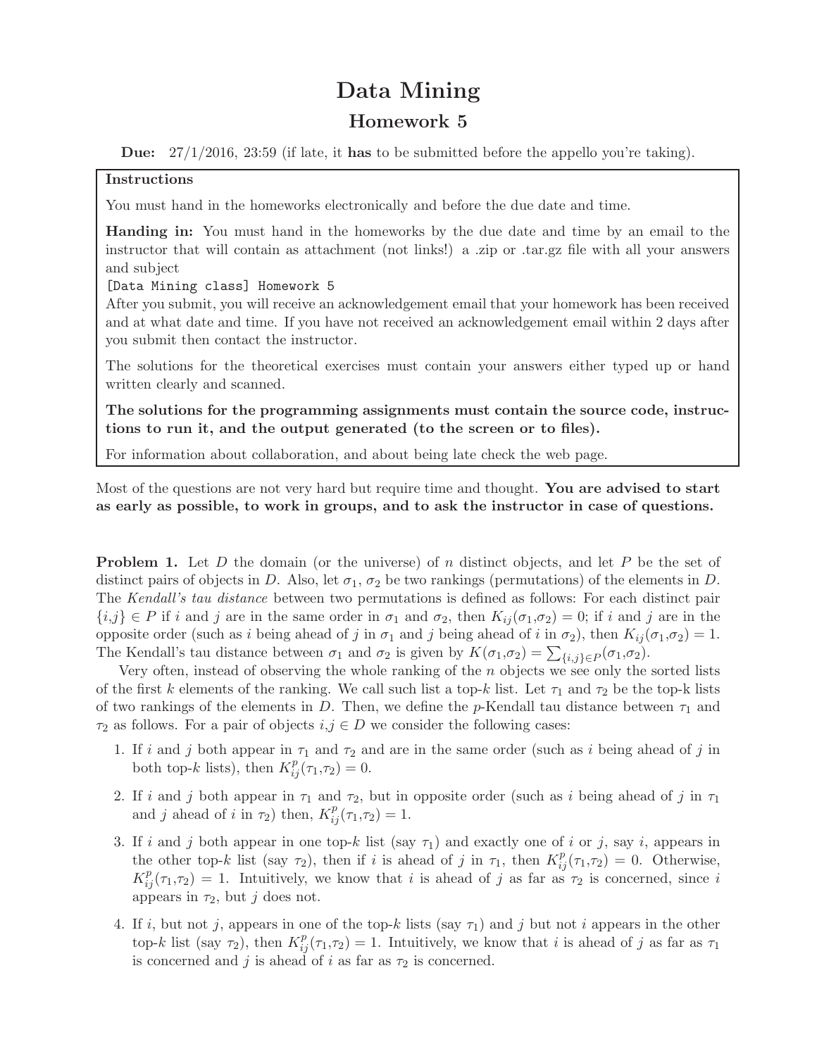# Data Mining

## Homework 5

**Due:** 27/1/2016, 23:59 (if late, it **has** to be submitted before the appello you're taking).

> **Instructions**
>
> You must hand in the homeworks electronically and before the due date and time.
>
> **Handing in:** You must hand in the homeworks by the due date and time by an email to the instructor that will contain as attachment (not links!) a .zip or .tar.gz file with all your answers and subject
> `[Data Mining class] Homework 5`
> After you submit, you will receive an acknowledgement email that your homework has been received and at what date and time. If you have not received an acknowledgement email within 2 days after you submit then contact the instructor.
>
> The solutions for the theoretical exercises must contain your answers either typed up or hand written clearly and scanned.
>
> **The solutions for the programming assignments must contain the source code, instructions to run it, and the output generated (to the screen or to files).**
>
> For information about collaboration, and about being late check the web page.

Most of the questions are not very hard but require time and thought. **You are advised to start as early as possible, to work in groups, and to ask the instructor in case of questions.**

**Problem 1.** Let $D$ the domain (or the universe) of $n$ distinct objects, and let $P$ be the set of distinct pairs of objects in $D$. Also, let $\sigma_1$, $\sigma_2$ be two rankings (permutations) of the elements in $D$. The *Kendall's tau distance* between two permutations is defined as follows: For each distinct pair $\{i,j\} \in P$ if $i$ and $j$ are in the same order in $\sigma_1$ and $\sigma_2$, then $K_{ij}(\sigma_1,\sigma_2) = 0$; if $i$ and $j$ are in the opposite order (such as $i$ being ahead of $j$ in $\sigma_1$ and $j$ being ahead of $i$ in $\sigma_2$), then $K_{ij}(\sigma_1,\sigma_2) = 1$. The Kendall's tau distance between $\sigma_1$ and $\sigma_2$ is given by $K(\sigma_1,\sigma_2) = \sum_{\{i,j\} \in P}(\sigma_1,\sigma_2)$.

Very often, instead of observing the whole ranking of the $n$ objects we see only the sorted lists of the first $k$ elements of the ranking. We call such list a top-$k$ list. Let $\tau_1$ and $\tau_2$ be the top-k lists of two rankings of the elements in $D$. Then, we define the $p$-Kendall tau distance between $\tau_1$ and $\tau_2$ as follows. For a pair of objects $i,j \in D$ we consider the following cases:

1. If $i$ and $j$ both appear in $\tau_1$ and $\tau_2$ and are in the same order (such as $i$ being ahead of $j$ in both top-$k$ lists), then $K^p_{ij}(\tau_1,\tau_2) = 0$.
2. If $i$ and $j$ both appear in $\tau_1$ and $\tau_2$, but in opposite order (such as $i$ being ahead of $j$ in $\tau_1$ and $j$ ahead of $i$ in $\tau_2$) then, $K^p_{ij}(\tau_1,\tau_2) = 1$.
3. If $i$ and $j$ both appear in one top-$k$ list (say $\tau_1$) and exactly one of $i$ or $j$, say $i$, appears in the other top-$k$ list (say $\tau_2$), then if $i$ is ahead of $j$ in $\tau_1$, then $K^p_{ij}(\tau_1,\tau_2) = 0$. Otherwise, $K^p_{ij}(\tau_1,\tau_2) = 1$. Intuitively, we know that $i$ is ahead of $j$ as far as $\tau_2$ is concerned, since $i$ appears in $\tau_2$, but $j$ does not.
4. If $i$, but not $j$, appears in one of the top-$k$ lists (say $\tau_1$) and $j$ but not $i$ appears in the other top-$k$ list (say $\tau_2$), then $K^p_{ij}(\tau_1,\tau_2) = 1$. Intuitively, we know that $i$ is ahead of $j$ as far as $\tau_1$ is concerned and $j$ is ahead of $i$ as far as $\tau_2$ is concerned.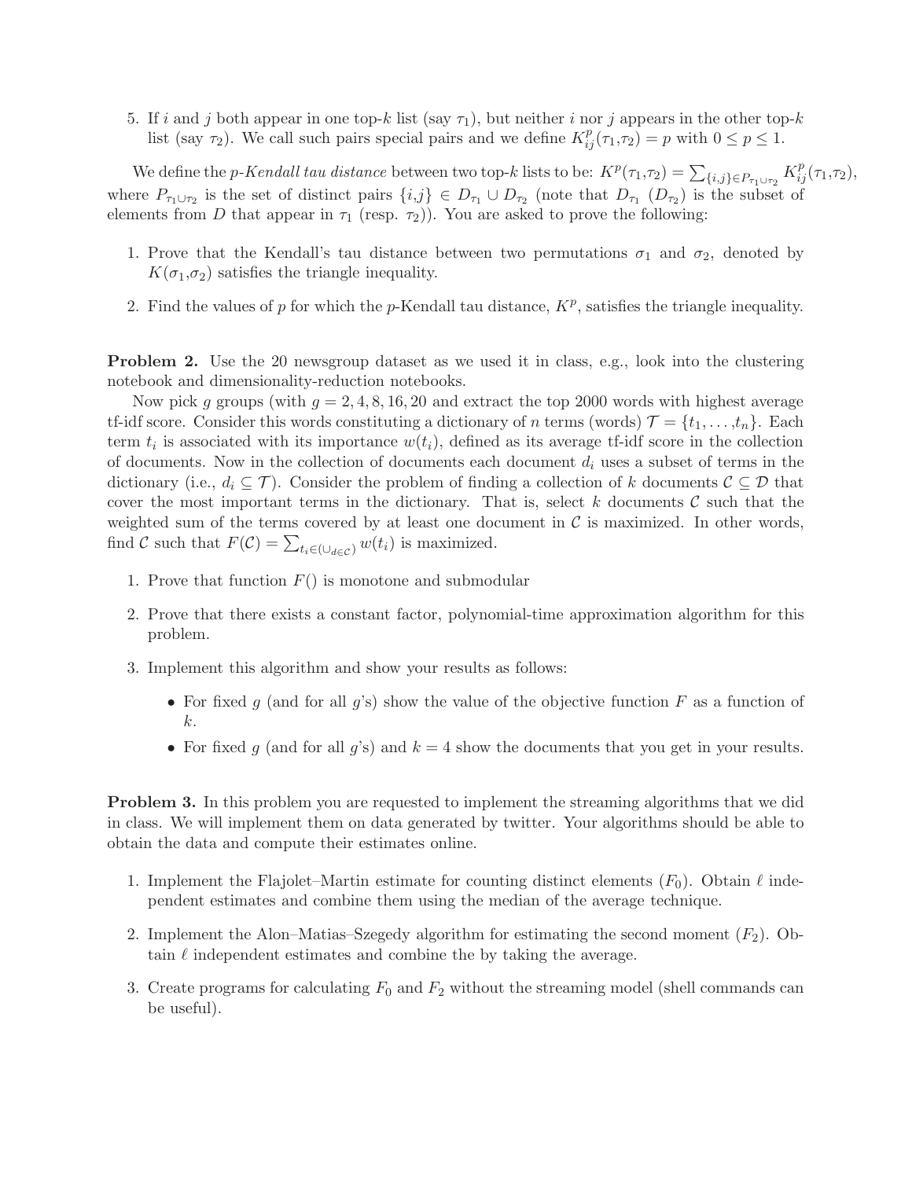5. If $i$ and $j$ both appear in one top-$k$ list (say $\tau_1$), but neither $i$ nor $j$ appears in the other top-$k$ list (say $\tau_2$). We call such pairs special pairs and we define $K_{ij}^p(\tau_1,\tau_2) = p$ with $0 \leq p \leq 1$.

We define the *p-Kendall tau distance* between two top-$k$ lists to be: $K^p(\tau_1,\tau_2) = \sum_{\{i,j\} \in P_{\tau_1 \cup \tau_2}} K_{ij}^p(\tau_1,\tau_2)$, where $P_{\tau_1 \cup \tau_2}$ is the set of distinct pairs $\{i,j\} \in D_{\tau_1} \cup D_{\tau_2}$ (note that $D_{\tau_1}$ ($D_{\tau_2}$) is the subset of elements from $D$ that appear in $\tau_1$ (resp. $\tau_2$)). You are asked to prove the following:

1. Prove that the Kendall's tau distance between two permutations $\sigma_1$ and $\sigma_2$, denoted by $K(\sigma_1,\sigma_2)$ satisfies the triangle inequality.
2. Find the values of $p$ for which the $p$-Kendall tau distance, $K^p$, satisfies the triangle inequality.

**Problem 2.** Use the 20 newsgroup dataset as we used it in class, e.g., look into the clustering notebook and dimensionality-reduction notebooks.

Now pick $g$ groups (with $g = 2, 4, 8, 16, 20$ and extract the top 2000 words with highest average tf-idf score. Consider this words constituting a dictionary of $n$ terms (words) $\mathcal{T} = \{t_1, \ldots, t_n\}$. Each term $t_i$ is associated with its importance $w(t_i)$, defined as its average tf-idf score in the collection of documents. Now in the collection of documents each document $d_i$ uses a subset of terms in the dictionary (i.e., $d_i \subseteq \mathcal{T}$). Consider the problem of finding a collection of $k$ documents $\mathcal{C} \subseteq \mathcal{D}$ that cover the most important terms in the dictionary. That is, select $k$ documents $\mathcal{C}$ such that the weighted sum of the terms covered by at least one document in $\mathcal{C}$ is maximized. In other words, find $\mathcal{C}$ such that $F(\mathcal{C}) = \sum_{t_i \in (\cup_{d \in \mathcal{C}})} w(t_i)$ is maximized.

1. Prove that function $F()$ is monotone and submodular
2. Prove that there exists a constant factor, polynomial-time approximation algorithm for this problem.
3. Implement this algorithm and show your results as follows:
   - For fixed $g$ (and for all $g$'s) show the value of the objective function $F$ as a function of $k$.
   - For fixed $g$ (and for all $g$'s) and $k = 4$ show the documents that you get in your results.

**Problem 3.** In this problem you are requested to implement the streaming algorithms that we did in class. We will implement them on data generated by twitter. Your algorithms should be able to obtain the data and compute their estimates online.

1. Implement the Flajolet–Martin estimate for counting distinct elements ($F_0$). Obtain $\ell$ independent estimates and combine them using the median of the average technique.
2. Implement the Alon–Matias–Szegedy algorithm for estimating the second moment ($F_2$). Obtain $\ell$ independent estimates and combine the by taking the average.
3. Create programs for calculating $F_0$ and $F_2$ without the streaming model (shell commands can be useful).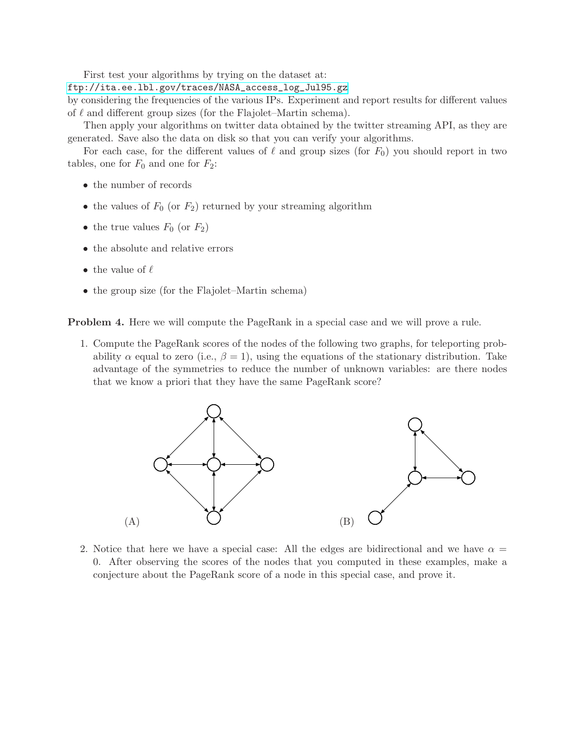First test your algorithms by trying on the dataset at:
ftp://ita.ee.lbl.gov/traces/NASA_access_log_Jul95.gz
by considering the frequencies of the various IPs. Experiment and report results for different values of $\ell$ and different group sizes (for the Flajolet–Martin schema).

Then apply your algorithms on twitter data obtained by the twitter streaming API, as they are generated. Save also the data on disk so that you can verify your algorithms.

For each case, for the different values of $\ell$ and group sizes (for $F_0$) you should report in two tables, one for $F_0$ and one for $F_2$:

- the number of records
- the values of $F_0$ (or $F_2$) returned by your streaming algorithm
- the true values $F_0$ (or $F_2$)
- the absolute and relative errors
- the value of $\ell$
- the group size (for the Flajolet–Martin schema)

**Problem 4.** Here we will compute the PageRank in a special case and we will prove a rule.

1. Compute the PageRank scores of the nodes of the following two graphs, for teleporting probability $\alpha$ equal to zero (i.e., $\beta = 1$), using the equations of the stationary distribution. Take advantage of the symmetries to reduce the number of unknown variables: are there nodes that we know a priori that they have the same PageRank score?

(A)

(B)

2. Notice that here we have a special case: All the edges are bidirectional and we have $\alpha = 0$. After observing the scores of the nodes that you computed in these examples, make a conjecture about the PageRank score of a node in this special case, and prove it.